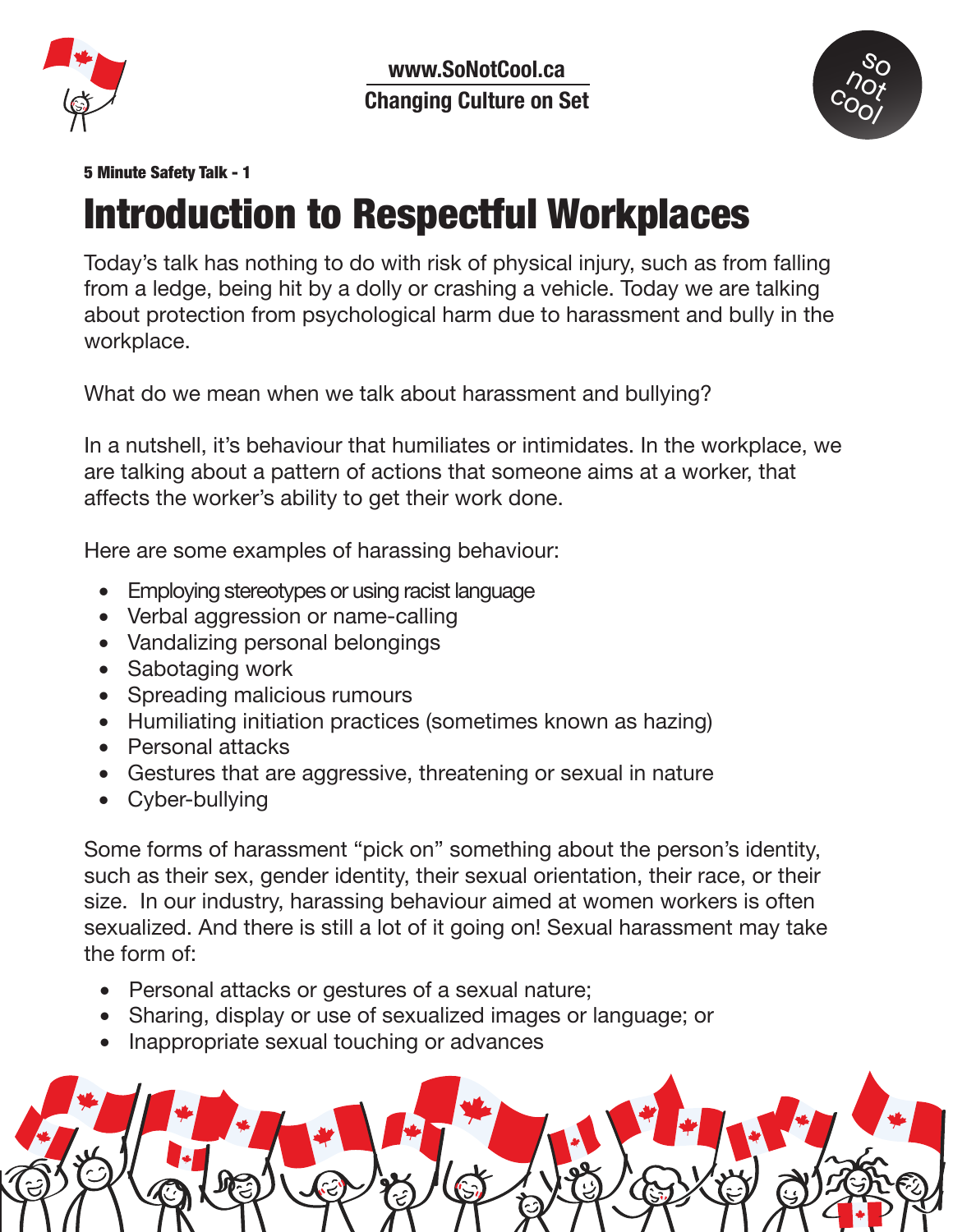www.SoNotCool.ca

Changing Culture on Set

**5 Minute Safety Talk - 1**

# Introduction to Respectful Workplaces

Today's talk has nothing to do with risk of physical injury, such as from falling from a ledge, being hit by a dolly or crashing a vehicle. Today we are talking about protection from psychological harm due to harassment and bully in the workplace.

What do we mean when we talk about harassment and bullying?

In a nutshell, it's behaviour that humiliates or intimidates. In the workplace, we are talking about a pattern of actions that someone aims at a worker, that affects the worker's ability to get their work done.

Here are some examples of harassing behaviour:

- Employing stereotypes or using racist language
- Verbal aggression or name-calling
- Vandalizing personal belongings
- Sabotaging work
- Spreading malicious rumours
- Humiliating initiation practices (sometimes known as hazing)
- Personal attacks
- Gestures that are aggressive, threatening or sexual in nature
- Cyber-bullying

Some forms of harassment "pick on" something about the person's identity, such as their sex, gender identity, their sexual orientation, their race, or their size. In our industry, harassing behaviour aimed at women workers is often sexualized. And there is still a lot of it going on! Sexual harassment may take the form of:

- Personal attacks or gestures of a sexual nature;
- Sharing, display or use of sexualized images or language; or
- Inappropriate sexual touching or advances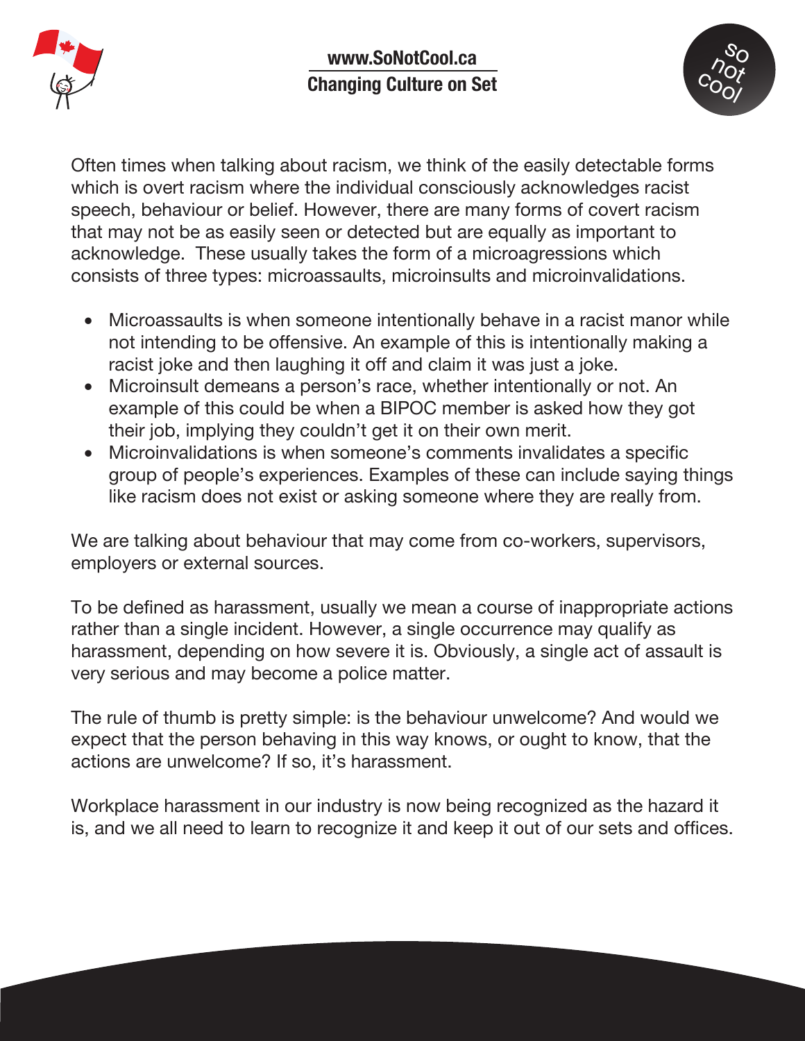Often times when talking about racism, we think of the easily detectable forms which is overt racism where the individual consciously acknowledges racist speech, behaviour or belief. However, there are many forms of covert racism that may not be as easily seen or detected but are equally as important to acknowledge. These usually takes the form of a microagressions which consists of three types: microassaults, microinsults and microinvalidations.

- Microassaults is when someone intentionally behave in a racist manor while not intending to be offensive. An example of this is intentionally making a racist joke and then laughing it off and claim it was just a joke.
- Microinsult demeans a person's race, whether intentionally or not. An example of this could be when a BIPOC member is asked how they got their job, implying they couldn't get it on their own merit.
- Microinvalidations is when someone's comments invalidates a specific group of people's experiences. Examples of these can include saying things like racism does not exist or asking someone where they are really from.

We are talking about behaviour that may come from co-workers, supervisors, employers or external sources.

To be defined as harassment, usually we mean a course of inappropriate actions rather than a single incident. However, a single occurrence may qualify as harassment, depending on how severe it is. Obviously, a single act of assault is very serious and may become a police matter.

The rule of thumb is pretty simple: is the behaviour unwelcome? And would we expect that the person behaving in this way knows, or ought to know, that the actions are unwelcome? If so, it's harassment.

Workplace harassment in our industry is now being recognized as the hazard it is, and we all need to learn to recognize it and keep it out of our sets and offices.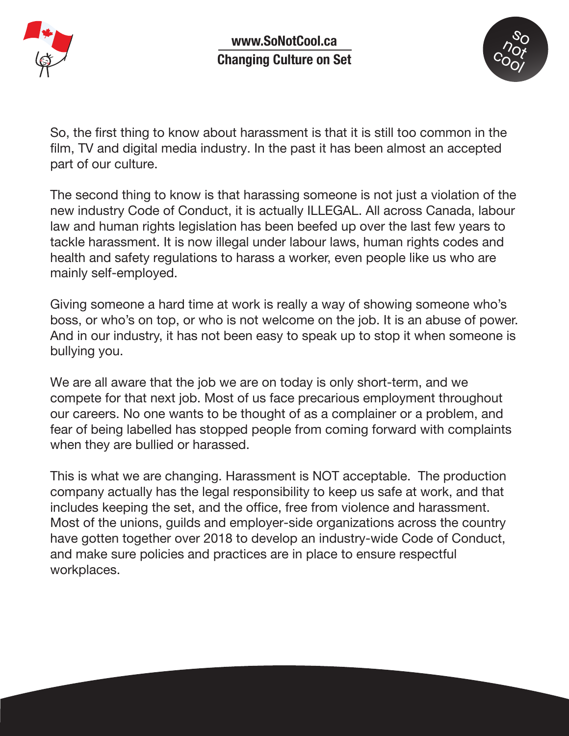So, the first thing to know about harassment is that it is still too common in the film, TV and digital media industry. In the past it has been almost an accepted part of our culture.

The second thing to know is that harassing someone is not just a violation of the new industry Code of Conduct, it is actually ILLEGAL. All across Canada, labour law and human rights legislation has been beefed up over the last few years to tackle harassment. It is now illegal under labour laws, human rights codes and health and safety regulations to harass a worker, even people like us who are mainly self-employed.

Giving someone a hard time at work is really a way of showing someone who's boss, or who's on top, or who is not welcome on the job. It is an abuse of power. And in our industry, it has not been easy to speak up to stop it when someone is bullying you.

We are all aware that the job we are on today is only short-term, and we compete for that next job. Most of us face precarious employment throughout our careers. No one wants to be thought of as a complainer or a problem, and fear of being labelled has stopped people from coming forward with complaints when they are bullied or harassed.

This is what we are changing. Harassment is NOT acceptable. The production company actually has the legal responsibility to keep us safe at work, and that includes keeping the set, and the office, free from violence and harassment. Most of the unions, guilds and employer-side organizations across the country have gotten together over 2018 to develop an industry-wide Code of Conduct, and make sure policies and practices are in place to ensure respectful workplaces.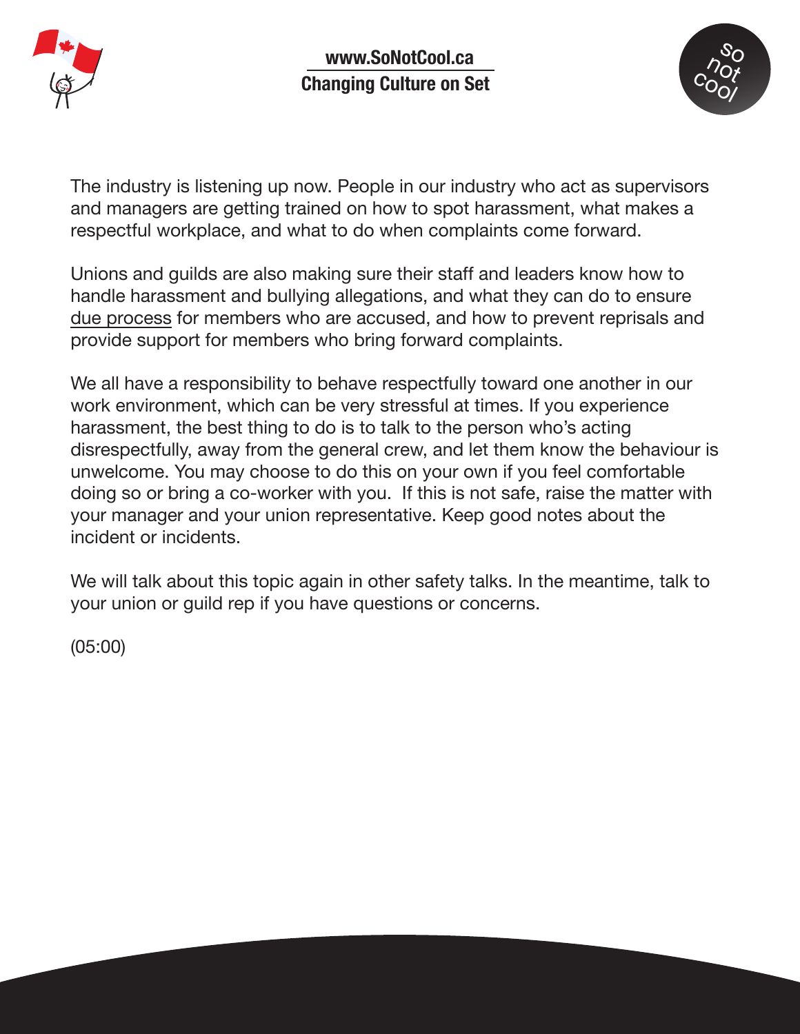The industry is listening up now. People in our industry who act as supervisors and managers are getting trained on how to spot harassment, what makes a respectful workplace, and what to do when complaints come forward.

Unions and guilds are also making sure their staff and leaders know how to handle harassment and bullying allegations, and what they can do to ensure due process for members who are accused, and how to prevent reprisals and provide support for members who bring forward complaints.

We all have a responsibility to behave respectfully toward one another in our work environment, which can be very stressful at times. If you experience harassment, the best thing to do is to talk to the person who's acting disrespectfully, away from the general crew, and let them know the behaviour is unwelcome. You may choose to do this on your own if you feel comfortable doing so or bring a co-worker with you. If this is not safe, raise the matter with your manager and your union representative. Keep good notes about the incident or incidents.

We will talk about this topic again in other safety talks. In the meantime, talk to your union or guild rep if you have questions or concerns.

(05:00)